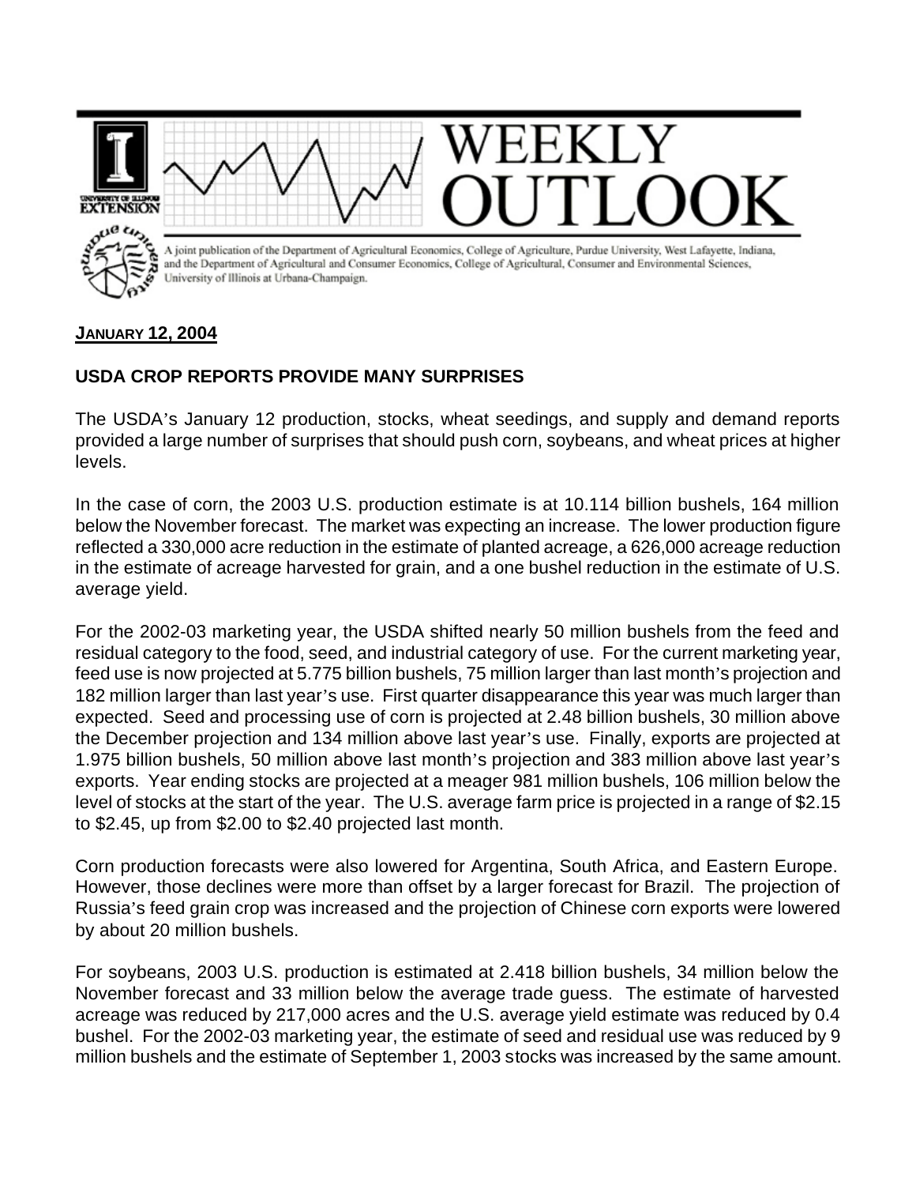# WEEKLY OUTLOOK

A joint publication of the Department of Agricultural Economics, College of Agriculture, Purdue University, West Lafayette, Indiana, and the Department of Agricultural and Consumer Economics, College of Agricultural, Consumer and Environmental Sciences, University of Illinois at Urbana-Champaign.

**JANUARY 12, 2004**

## USDA CROP REPORTS PROVIDE MANY SURPRISES

The USDA's January 12 production, stocks, wheat seedings, and supply and demand reports provided a large number of surprises that should push corn, soybeans, and wheat prices at higher levels.

In the case of corn, the 2003 U.S. production estimate is at 10.114 billion bushels, 164 million below the November forecast. The market was expecting an increase. The lower production figure reflected a 330,000 acre reduction in the estimate of planted acreage, a 626,000 acreage reduction in the estimate of acreage harvested for grain, and a one bushel reduction in the estimate of U.S. average yield.

For the 2002-03 marketing year, the USDA shifted nearly 50 million bushels from the feed and residual category to the food, seed, and industrial category of use. For the current marketing year, feed use is now projected at 5.775 billion bushels, 75 million larger than last month's projection and 182 million larger than last year's use. First quarter disappearance this year was much larger than expected. Seed and processing use of corn is projected at 2.48 billion bushels, 30 million above the December projection and 134 million above last year's use. Finally, exports are projected at 1.975 billion bushels, 50 million above last month's projection and 383 million above last year's exports. Year ending stocks are projected at a meager 981 million bushels, 106 million below the level of stocks at the start of the year. The U.S. average farm price is projected in a range of $2.15 to $2.45, up from $2.00 to $2.40 projected last month.

Corn production forecasts were also lowered for Argentina, South Africa, and Eastern Europe. However, those declines were more than offset by a larger forecast for Brazil. The projection of Russia's feed grain crop was increased and the projection of Chinese corn exports were lowered by about 20 million bushels.

For soybeans, 2003 U.S. production is estimated at 2.418 billion bushels, 34 million below the November forecast and 33 million below the average trade guess. The estimate of harvested acreage was reduced by 217,000 acres and the U.S. average yield estimate was reduced by 0.4 bushel. For the 2002-03 marketing year, the estimate of seed and residual use was reduced by 9 million bushels and the estimate of September 1, 2003 stocks was increased by the same amount.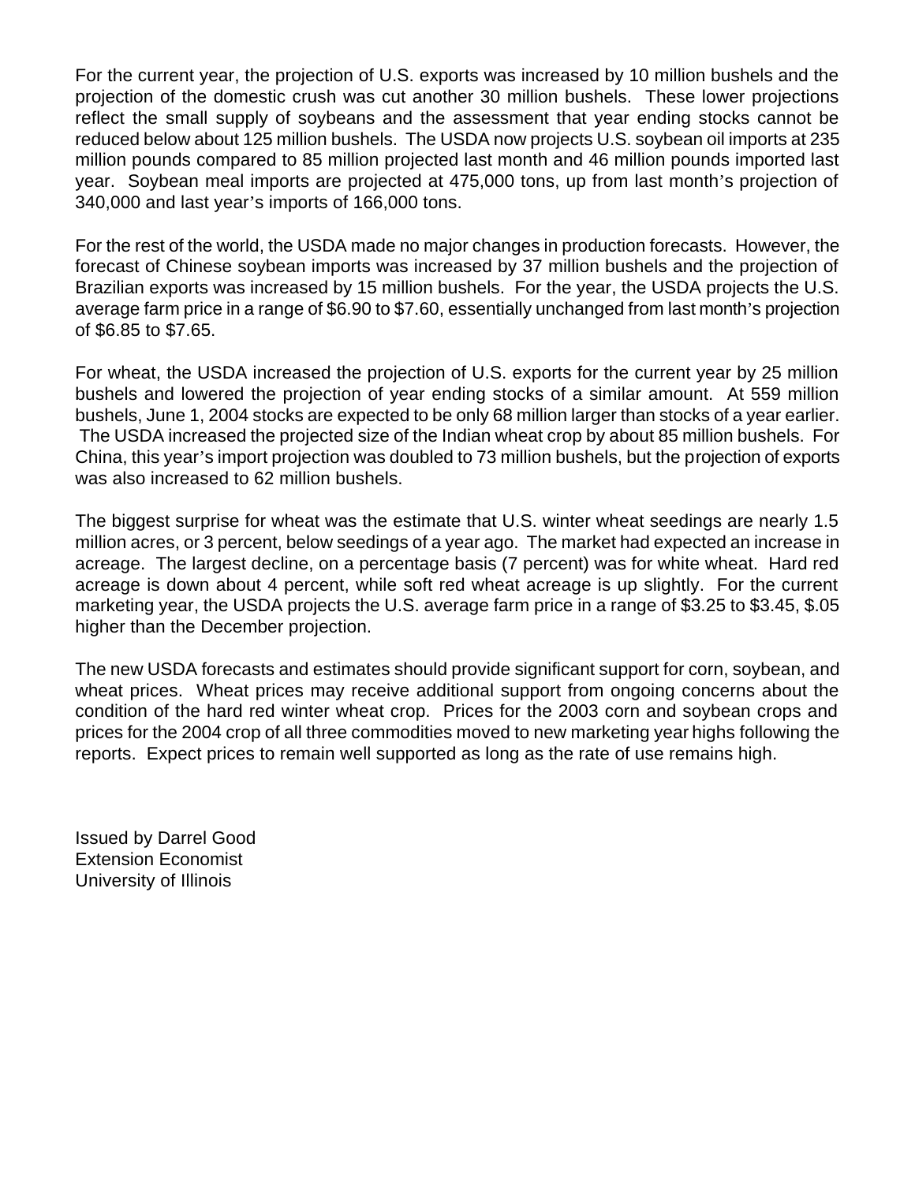For the current year, the projection of U.S. exports was increased by 10 million bushels and the projection of the domestic crush was cut another 30 million bushels. These lower projections reflect the small supply of soybeans and the assessment that year ending stocks cannot be reduced below about 125 million bushels. The USDA now projects U.S. soybean oil imports at 235 million pounds compared to 85 million projected last month and 46 million pounds imported last year. Soybean meal imports are projected at 475,000 tons, up from last month's projection of 340,000 and last year's imports of 166,000 tons.

For the rest of the world, the USDA made no major changes in production forecasts. However, the forecast of Chinese soybean imports was increased by 37 million bushels and the projection of Brazilian exports was increased by 15 million bushels. For the year, the USDA projects the U.S. average farm price in a range of $6.90 to $7.60, essentially unchanged from last month's projection of $6.85 to $7.65.

For wheat, the USDA increased the projection of U.S. exports for the current year by 25 million bushels and lowered the projection of year ending stocks of a similar amount. At 559 million bushels, June 1, 2004 stocks are expected to be only 68 million larger than stocks of a year earlier. The USDA increased the projected size of the Indian wheat crop by about 85 million bushels. For China, this year's import projection was doubled to 73 million bushels, but the projection of exports was also increased to 62 million bushels.

The biggest surprise for wheat was the estimate that U.S. winter wheat seedings are nearly 1.5 million acres, or 3 percent, below seedings of a year ago. The market had expected an increase in acreage. The largest decline, on a percentage basis (7 percent) was for white wheat. Hard red acreage is down about 4 percent, while soft red wheat acreage is up slightly. For the current marketing year, the USDA projects the U.S. average farm price in a range of $3.25 to $3.45, $.05 higher than the December projection.

The new USDA forecasts and estimates should provide significant support for corn, soybean, and wheat prices. Wheat prices may receive additional support from ongoing concerns about the condition of the hard red winter wheat crop. Prices for the 2003 corn and soybean crops and prices for the 2004 crop of all three commodities moved to new marketing year highs following the reports. Expect prices to remain well supported as long as the rate of use remains high.

Issued by Darrel Good  
Extension Economist  
University of Illinois